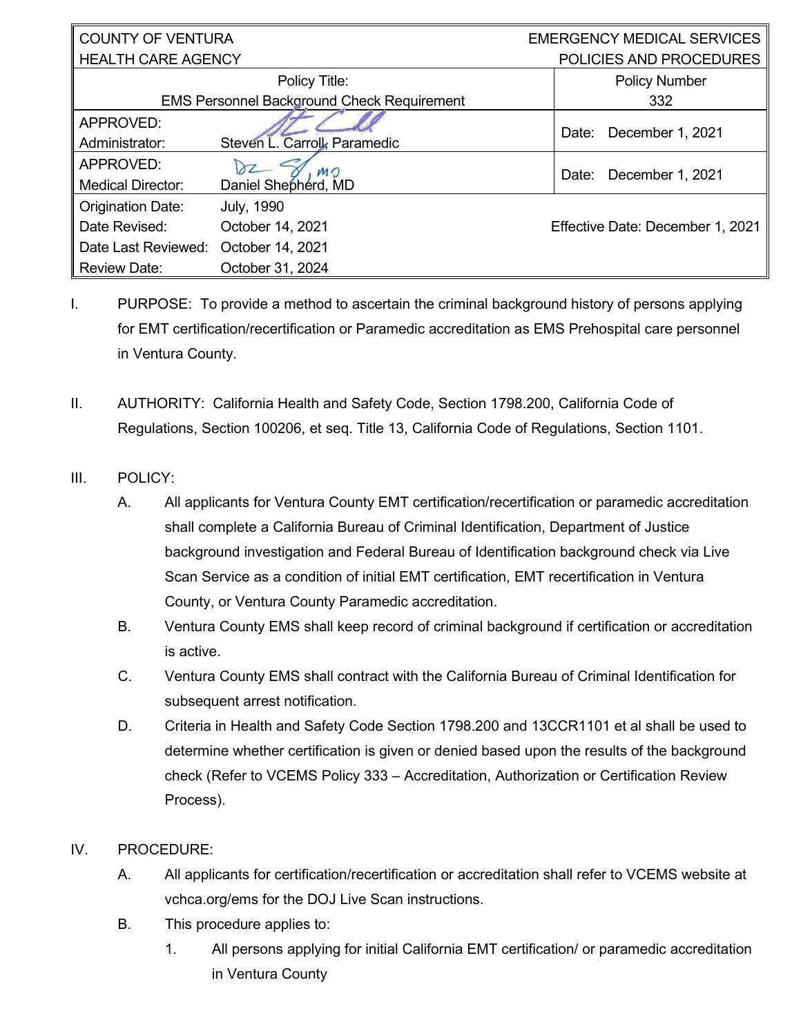| COUNTY OF VENTURA<br>HEALTH CARE AGENCY | | EMERGENCY MEDICAL SERVICES<br>POLICIES AND PROCEDURES |
|---|---|---|
| Policy Title:<br>EMS Personnel Background Check Requirement | | Policy Number<br>332 |
| APPROVED:<br>Administrator: | Steven L. Carroll, Paramedic | Date: December 1, 2021 |
| APPROVED:<br>Medical Director: | Daniel Shepherd, MD | Date: December 1, 2021 |
| Origination Date:<br>Date Revised:<br>Date Last Reviewed:<br>Review Date: | July, 1990<br>October 14, 2021<br>October 14, 2021<br>October 31, 2024 | Effective Date: December 1, 2021 |

I. PURPOSE: To provide a method to ascertain the criminal background history of persons applying for EMT certification/recertification or Paramedic accreditation as EMS Prehospital care personnel in Ventura County.

II. AUTHORITY: California Health and Safety Code, Section 1798.200, California Code of Regulations, Section 100206, et seq. Title 13, California Code of Regulations, Section 1101.

III. POLICY:

A. All applicants for Ventura County EMT certification/recertification or paramedic accreditation shall complete a California Bureau of Criminal Identification, Department of Justice background investigation and Federal Bureau of Identification background check via Live Scan Service as a condition of initial EMT certification, EMT recertification in Ventura County, or Ventura County Paramedic accreditation.

B. Ventura County EMS shall keep record of criminal background if certification or accreditation is active.

C. Ventura County EMS shall contract with the California Bureau of Criminal Identification for subsequent arrest notification.

D. Criteria in Health and Safety Code Section 1798.200 and 13CCR1101 et al shall be used to determine whether certification is given or denied based upon the results of the background check (Refer to VCEMS Policy 333 – Accreditation, Authorization or Certification Review Process).

IV. PROCEDURE:

A. All applicants for certification/recertification or accreditation shall refer to VCEMS website at vchca.org/ems for the DOJ Live Scan instructions.

B. This procedure applies to:

1. All persons applying for initial California EMT certification/ or paramedic accreditation in Ventura County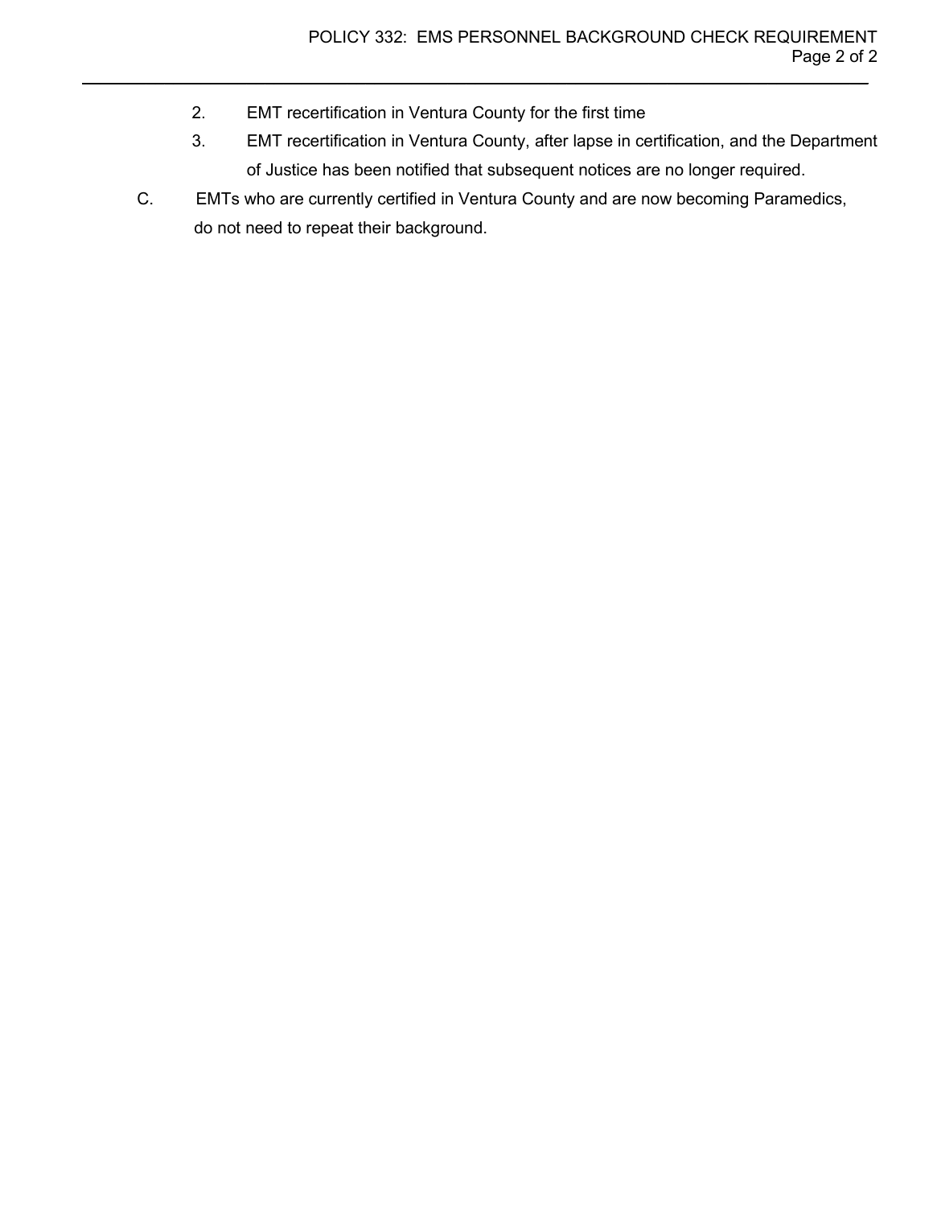2. EMT recertification in Ventura County for the first time
3. EMT recertification in Ventura County, after lapse in certification, and the Department of Justice has been notified that subsequent notices are no longer required.

C. EMTs who are currently certified in Ventura County and are now becoming Paramedics, do not need to repeat their background.